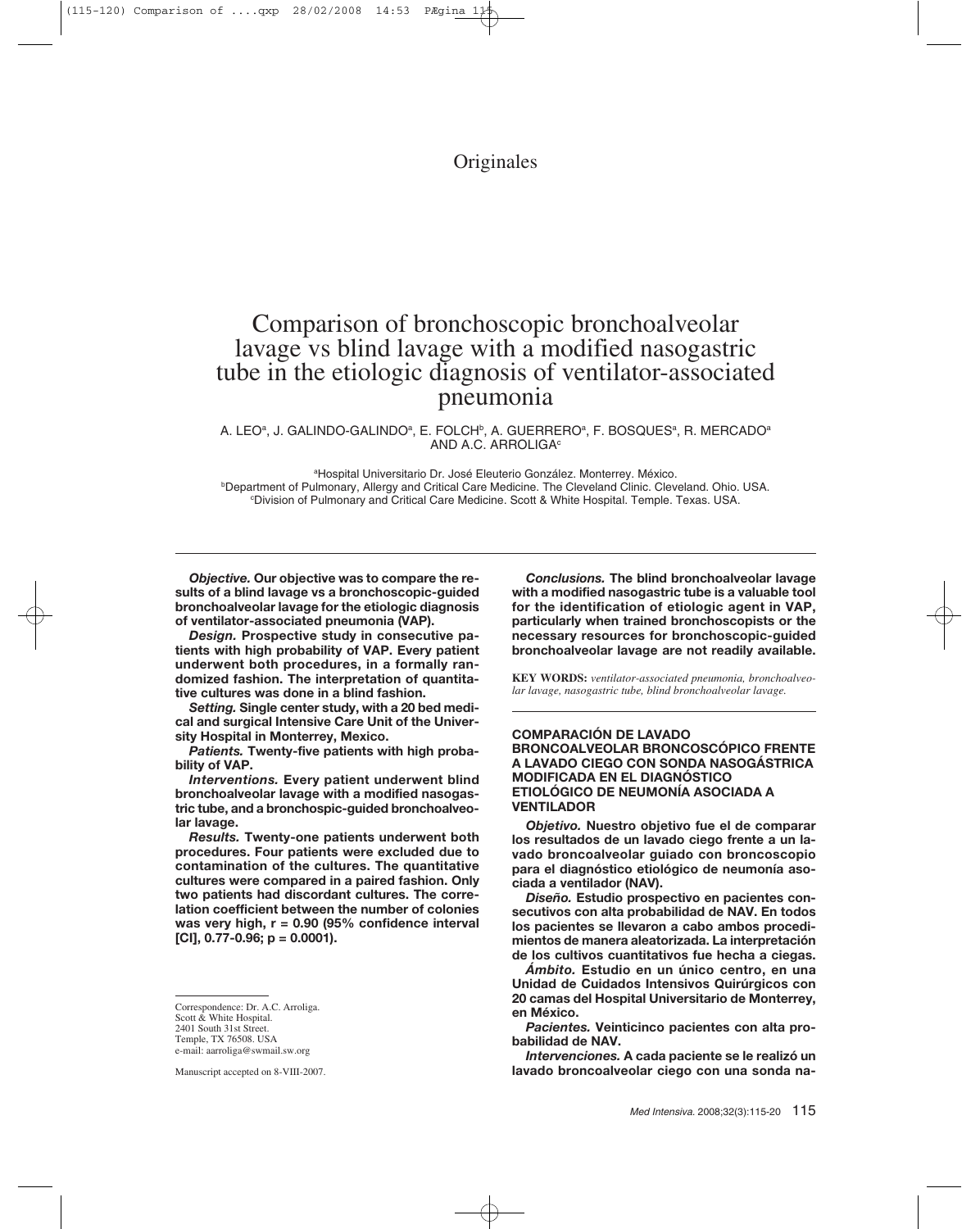Originales

# Comparison of bronchoscopic bronchoalveolar lavage vs blind lavage with a modified nasogastric tube in the etiologic diagnosis of ventilator-associated pneumonia

A. LEO[a], J. GALINDO-GALINDO[a], E. FOLCH[b], A. GUERRERO[a], F. BOSQUES[a], R. MERCADO[a] AND A.C. ARROLIGA[c]

[a]Hospital Universitario Dr. José Eleuterio González. Monterrey. México.
[b]Department of Pulmonary, Allergy and Critical Care Medicine. The Cleveland Clinic. Cleveland. Ohio. USA.
[c]Division of Pulmonary and Critical Care Medicine. Scott & White Hospital. Temple. Texas. USA.

***Objective.*** **Our objective was to compare the results of a blind lavage vs a bronchoscopic-guided bronchoalveolar lavage for the etiologic diagnosis of ventilator-associated pneumonia (VAP).**

***Design.*** **Prospective study in consecutive patients with high probability of VAP. Every patient underwent both procedures, in a formally randomized fashion. The interpretation of quantitative cultures was done in a blind fashion.**

***Setting.*** **Single center study, with a 20 bed medical and surgical Intensive Care Unit of the University Hospital in Monterrey, Mexico.**

***Patients.*** **Twenty-five patients with high probability of VAP.**

***Interventions.*** **Every patient underwent blind bronchoalveolar lavage with a modified nasogastric tube, and a bronchospic-guided bronchoalveolar lavage.**

***Results.*** **Twenty-one patients underwent both procedures. Four patients were excluded due to contamination of the cultures. The quantitative cultures were compared in a paired fashion. Only two patients had discordant cultures. The correlation coefficient between the number of colonies was very high, r = 0.90 (95% confidence interval [CI], 0.77-0.96; p = 0.0001).**

***Conclusions.*** **The blind bronchoalveolar lavage with a modified nasogastric tube is a valuable tool for the identification of etiologic agent in VAP, particularly when trained bronchoscopists or the necessary resources for bronchoscopic-guided bronchoalveolar lavage are not readily available.**

**KEY WORDS:** *ventilator-associated pneumonia, bronchoalveolar lavage, nasogastric tube, blind bronchoalveolar lavage.*

Correspondence: Dr. A.C. Arroliga.
Scott & White Hospital.
2401 South 31st Street.
Temple, TX 76508. USA
e-mail: aarroliga@swmail.sw.org

Manuscript accepted on 8-VIII-2007.

## COMPARACIÓN DE LAVADO BRONCOALVEOLAR BRONCOSCÓPICO FRENTE A LAVADO CIEGO CON SONDA NASOGÁSTRICA MODIFICADA EN EL DIAGNÓSTICO ETIOLÓGICO DE NEUMONÍA ASOCIADA A VENTILADOR

***Objetivo.*** **Nuestro objetivo fue el de comparar los resultados de un lavado ciego frente a un lavado broncoalveolar guiado con broncoscopio para el diagnóstico etiológico de neumonía asociada a ventilador (NAV).**

***Diseño.*** **Estudio prospectivo en pacientes consecutivos con alta probabilidad de NAV. En todos los pacientes se llevaron a cabo ambos procedimientos de manera aleatorizada. La interpretación de los cultivos cuantitativos fue hecha a ciegas.**

***Ámbito.*** **Estudio en un único centro, en una Unidad de Cuidados Intensivos Quirúrgicos con 20 camas del Hospital Universitario de Monterrey, en México.**

***Pacientes.*** **Veinticinco pacientes con alta probabilidad de NAV.**

***Intervenciones.*** **A cada paciente se le realizó un lavado broncoalveolar ciego con una sonda na-**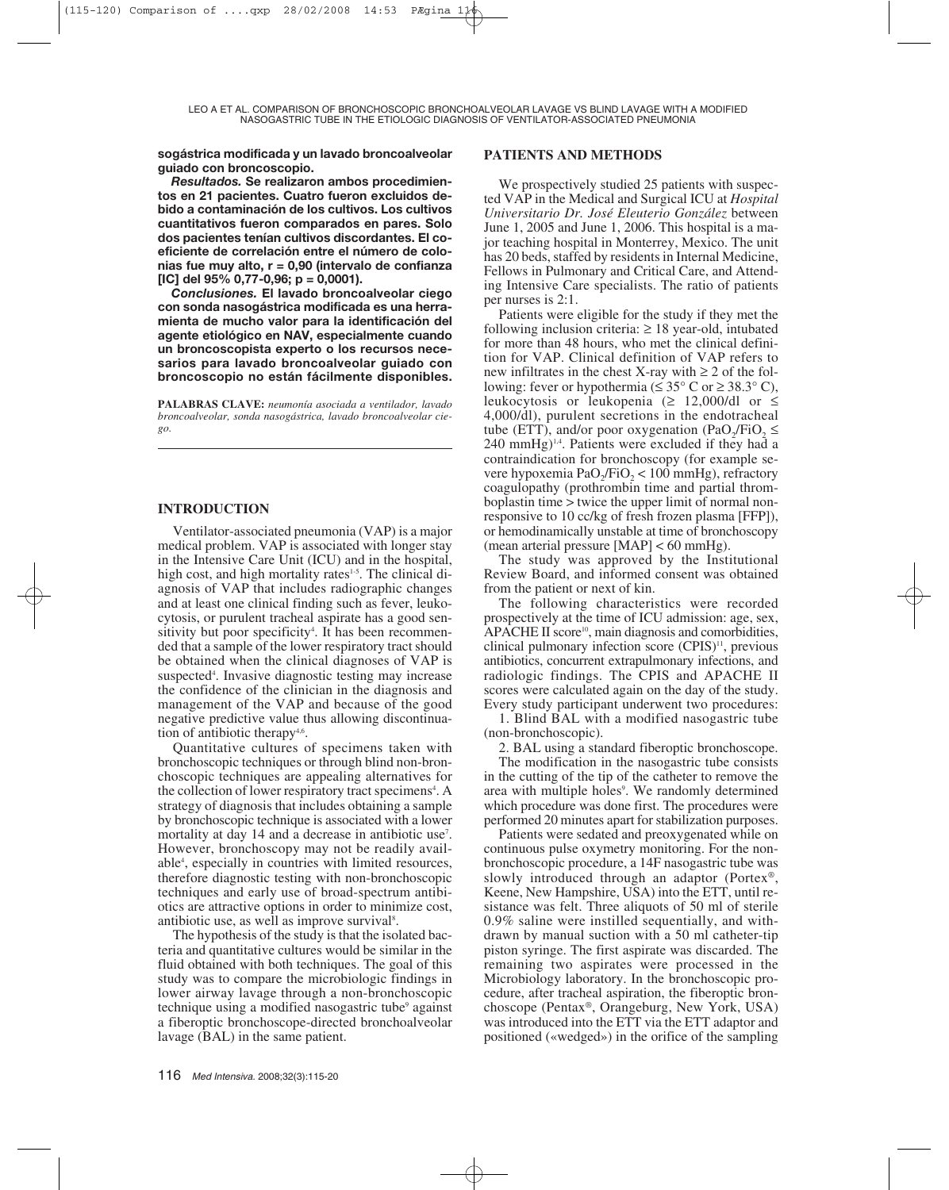**sogástrica modificada y un lavado broncoalveolar guiado con broncoscopio.**

***Resultados.*** **Se realizaron ambos procedimientos en 21 pacientes. Cuatro fueron excluidos debido a contaminación de los cultivos. Los cultivos cuantitativos fueron comparados en pares. Solo dos pacientes tenían cultivos discordantes. El coeficiente de correlación entre el número de colonias fue muy alto, r = 0,90 (intervalo de confianza [IC] del 95% 0,77-0,96; p = 0,0001).**

***Conclusiones.*** **El lavado broncoalveolar ciego con sonda nasogástrica modificada es una herramienta de mucho valor para la identificación del agente etiológico en NAV, especialmente cuando un broncoscopista experto o los recursos necesarios para lavado broncoalveolar guiado con broncoscopio no están fácilmente disponibles.**

**PALABRAS CLAVE:** *neumonía asociada a ventilador, lavado broncoalveolar, sonda nasogástrica, lavado broncoalveolar ciego.*

## INTRODUCTION

Ventilator-associated pneumonia (VAP) is a major medical problem. VAP is associated with longer stay in the Intensive Care Unit (ICU) and in the hospital, high cost, and high mortality rates[1-5]. The clinical diagnosis of VAP that includes radiographic changes and at least one clinical finding such as fever, leukocytosis, or purulent tracheal aspirate has a good sensitivity but poor specificity[4]. It has been recommended that a sample of the lower respiratory tract should be obtained when the clinical diagnoses of VAP is suspected[4]. Invasive diagnostic testing may increase the confidence of the clinician in the diagnosis and management of the VAP and because of the good negative predictive value thus allowing discontinuation of antibiotic therapy[4,6].

Quantitative cultures of specimens taken with bronchoscopic techniques or through blind non-bronchoscopic techniques are appealing alternatives for the collection of lower respiratory tract specimens[4]. A strategy of diagnosis that includes obtaining a sample by bronchoscopic technique is associated with a lower mortality at day 14 and a decrease in antibiotic use[7]. However, bronchoscopy may not be readily available[4], especially in countries with limited resources, therefore diagnostic testing with non-bronchoscopic techniques and early use of broad-spectrum antibiotics are attractive options in order to minimize cost, antibiotic use, as well as improve survival[8].

The hypothesis of the study is that the isolated bacteria and quantitative cultures would be similar in the fluid obtained with both techniques. The goal of this study was to compare the microbiologic findings in lower airway lavage through a non-bronchoscopic technique using a modified nasogastric tube[9] against a fiberoptic bronchoscope-directed bronchoalveolar lavage (BAL) in the same patient.

## PATIENTS AND METHODS

We prospectively studied 25 patients with suspected VAP in the Medical and Surgical ICU at *Hospital Universitario Dr. José Eleuterio González* between June 1, 2005 and June 1, 2006. This hospital is a major teaching hospital in Monterrey, Mexico. The unit has 20 beds, staffed by residents in Internal Medicine, Fellows in Pulmonary and Critical Care, and Attending Intensive Care specialists. The ratio of patients per nurses is 2:1.

Patients were eligible for the study if they met the following inclusion criteria: ≥ 18 year-old, intubated for more than 48 hours, who met the clinical definition for VAP. Clinical definition of VAP refers to new infiltrates in the chest X-ray with ≥ 2 of the following: fever or hypothermia (≤ 35° C or ≥ 38.3° C), leukocytosis or leukopenia (≥ 12,000/dl or ≤ 4,000/dl), purulent secretions in the endotracheal tube (ETT), and/or poor oxygenation ($PaO_2/FiO_2 \leq 240$ mmHg)[1,4]. Patients were excluded if they had a contraindication for bronchoscopy (for example severe hypoxemia $PaO_2/FiO_2 < 100$ mmHg), refractory coagulopathy (prothrombin time and partial thromboplastin time > twice the upper limit of normal nonresponsive to 10 cc/kg of fresh frozen plasma [FFP]), or hemodinamically unstable at time of bronchoscopy (mean arterial pressure [MAP] < 60 mmHg).

The study was approved by the Institutional Review Board, and informed consent was obtained from the patient or next of kin.

The following characteristics were recorded prospectively at the time of ICU admission: age, sex, APACHE II score[10], main diagnosis and comorbidities, clinical pulmonary infection score (CPIS)[11], previous antibiotics, concurrent extrapulmonary infections, and radiologic findings. The CPIS and APACHE II scores were calculated again on the day of the study. Every study participant underwent two procedures:

1. Blind BAL with a modified nasogastric tube (non-bronchoscopic).
2. BAL using a standard fiberoptic bronchoscope.

The modification in the nasogastric tube consists in the cutting of the tip of the catheter to remove the area with multiple holes[9]. We randomly determined which procedure was done first. The procedures were performed 20 minutes apart for stabilization purposes.

Patients were sedated and preoxygenated while on continuous pulse oxymetry monitoring. For the non-bronchoscopic procedure, a 14F nasogastric tube was slowly introduced through an adaptor (Portex®, Keene, New Hampshire, USA) into the ETT, until resistance was felt. Three aliquots of 50 ml of sterile 0.9% saline were instilled sequentially, and withdrawn by manual suction with a 50 ml catheter-tip piston syringe. The first aspirate was discarded. The remaining two aspirates were processed in the Microbiology laboratory. In the bronchoscopic procedure, after tracheal aspiration, the fiberoptic bronchoscope (Pentax®, Orangeburg, New York, USA) was introduced into the ETT via the ETT adaptor and positioned («wedged») in the orifice of the sampling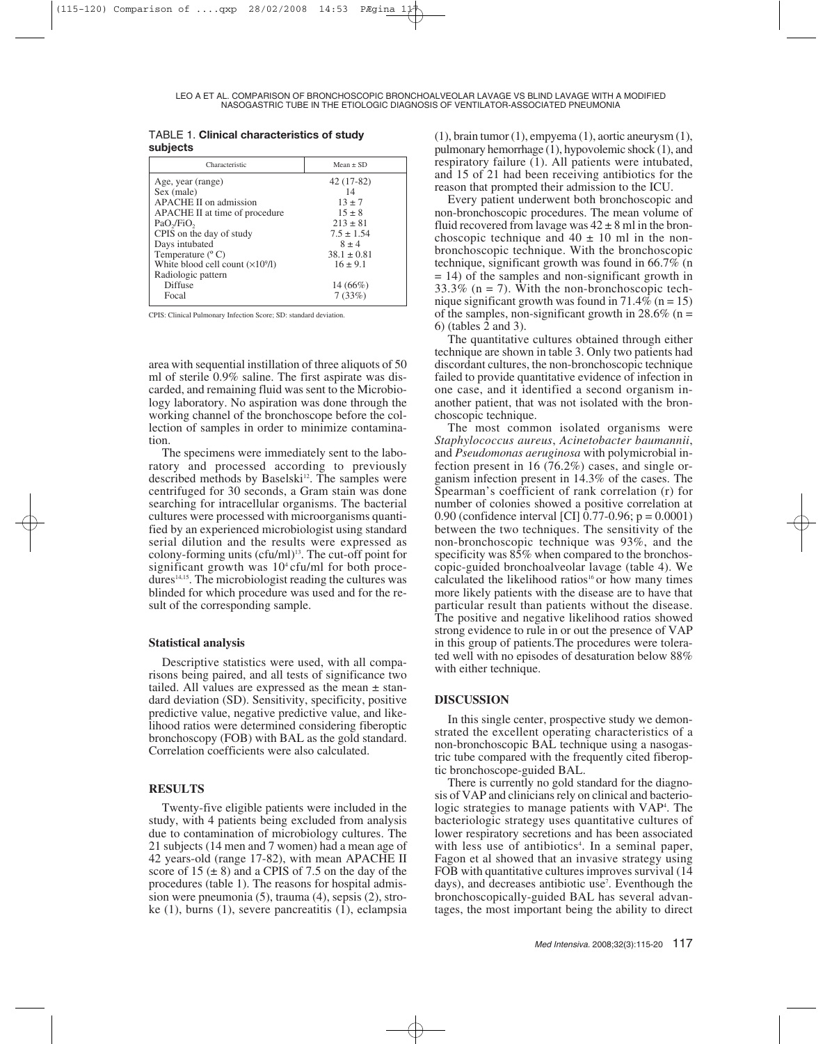TABLE 1. **Clinical characteristics of study subjects**

| Characteristic | Mean ± SD |
|---|---|
| Age, year (range) | 42 (17-82) |
| Sex (male) | 14 |
| APACHE II on admission | 13 ± 7 |
| APACHE II at time of procedure | 15 ± 8 |
| $PaO_2/FiO_2$ | 213 ± 81 |
| CPIS on the day of study | 7.5 ± 1.54 |
| Days intubated | 8 ± 4 |
| Temperature (°C) | 38.1 ± 0.81 |
| White blood cell count ($\times 10^9$/l) | 16 ± 9.1 |
| Radiologic pattern | |
| Diffuse | 14 (66%) |
| Focal | 7 (33%) |

CPIS: Clinical Pulmonary Infection Score; SD: standard deviation.

area with sequential instillation of three aliquots of 50 ml of sterile 0.9% saline. The first aspirate was discarded, and remaining fluid was sent to the Microbiology laboratory. No aspiration was done through the working channel of the bronchoscope before the collection of samples in order to minimize contamination.

The specimens were immediately sent to the laboratory and processed according to previously described methods by Baselski[12]. The samples were centrifuged for 30 seconds, a Gram stain was done searching for intracellular organisms. The bacterial cultures were processed with microorganisms quantified by an experienced microbiologist using standard serial dilution and the results were expressed as colony-forming units (cfu/ml)[13]. The cut-off point for significant growth was $10^4$ cfu/ml for both procedures[14,15]. The microbiologist reading the cultures was blinded for which procedure was used and for the result of the corresponding sample.

### Statistical analysis

Descriptive statistics were used, with all comparisons being paired, and all tests of significance two tailed. All values are expressed as the mean ± standard deviation (SD). Sensitivity, specificity, positive predictive value, negative predictive value, and likelihood ratios were determined considering fiberoptic bronchoscopy (FOB) with BAL as the gold standard. Correlation coefficients were also calculated.

## RESULTS

Twenty-five eligible patients were included in the study, with 4 patients being excluded from analysis due to contamination of microbiology cultures. The 21 subjects (14 men and 7 women) had a mean age of 42 years-old (range 17-82), with mean APACHE II score of 15 (± 8) and a CPIS of 7.5 on the day of the procedures (table 1). The reasons for hospital admission were pneumonia (5), trauma (4), sepsis (2), stroke (1), burns (1), severe pancreatitis (1), eclampsia (1), brain tumor (1), empyema (1), aortic aneurysm (1), pulmonary hemorrhage (1), hypovolemic shock (1), and respiratory failure (1). All patients were intubated, and 15 of 21 had been receiving antibiotics for the reason that prompted their admission to the ICU.

Every patient underwent both bronchoscopic and non-bronchoscopic procedures. The mean volume of fluid recovered from lavage was 42 ± 8 ml in the bronchoscopic technique and 40 ± 10 ml in the non-bronchoscopic technique. With the bronchoscopic technique, significant growth was found in 66.7% (n = 14) of the samples and non-significant growth in 33.3% (n = 7). With the non-bronchoscopic technique significant growth was found in 71.4% (n = 15) of the samples, non-significant growth in 28.6% (n = 6) (tables 2 and 3).

The quantitative cultures obtained through either technique are shown in table 3. Only two patients had discordant cultures, the non-bronchoscopic technique failed to provide quantitative evidence of infection in one case, and it identified a second organism in another patient, that was not isolated with the bronchoscopic technique.

The most common isolated organisms were *Staphylococcus aureus*, *Acinetobacter baumannii*, and *Pseudomonas aeruginosa* with polymicrobial infection present in 16 (76.2%) cases, and single organism infection present in 14.3% of the cases. The Spearman's coefficient of rank correlation (r) for number of colonies showed a positive correlation at 0.90 (confidence interval [CI] 0.77-0.96; $p = 0.0001$) between the two techniques. The sensitivity of the non-bronchoscopic technique was 93%, and the specificity was 85% when compared to the bronchoscopic-guided bronchoalveolar lavage (table 4). We calculated the likelihood ratios[16] or how many times more likely patients with the disease are to have that particular result than patients without the disease. The positive and negative likelihood ratios showed strong evidence to rule in or out the presence of VAP in this group of patients.The procedures were tolerated well with no episodes of desaturation below 88% with either technique.

## DISCUSSION

In this single center, prospective study we demonstrated the excellent operating characteristics of a non-bronchoscopic BAL technique using a nasogastric tube compared with the frequently cited fiberoptic bronchoscope-guided BAL.

There is currently no gold standard for the diagnosis of VAP and clinicians rely on clinical and bacteriologic strategies to manage patients with VAP[4]. The bacteriologic strategy uses quantitative cultures of lower respiratory secretions and has been associated with less use of antibiotics[4]. In a seminal paper, Fagon et al showed that an invasive strategy using FOB with quantitative cultures improves survival (14 days), and decreases antibiotic use[7]. Eventhough the bronchoscopically-guided BAL has several advantages, the most important being the ability to direct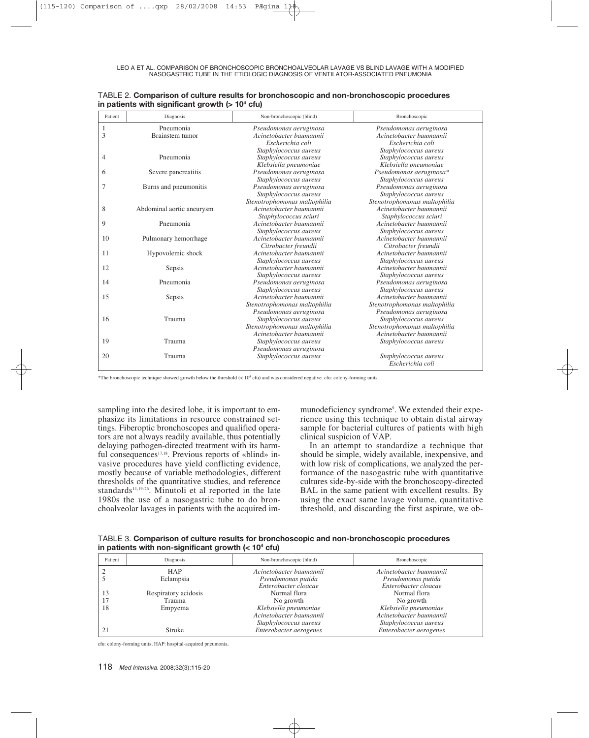TABLE 2. **Comparison of culture results for bronchoscopic and non-bronchoscopic procedures in patients with significant growth (> $10^4$ cfu)**

| Patient | Diagnosis | Non-bronchoscopic (blind) | Bronchoscopic |
|---|---|---|---|
| 1 | Pneumonia | *Pseudomonas aeruginosa* | *Pseudomonas aeruginosa* |
| 3 | Brainstem tumor | *Acinetobacter baumannii* | *Acinetobacter baumannii* |
| | | *Escherichia coli* | *Escherichia coli* |
| | | *Staphylococcus aureus* | *Staphylococcus aureus* |
| 4 | Pneumonia | *Staphylococcus aureus* | *Staphylococcus aureus* |
| | | *Klebsiella pneumoniae* | *Klebsiella pneumoniae* |
| 6 | Severe pancreatitis | *Pseudomonas aeruginosa* | *Pseudomonas aeruginosa** |
| | | *Staphylococcus aureus* | *Staphylococcus aureus* |
| 7 | Burns and pneumonitis | *Pseudomonas aeruginosa* | *Pseudomonas aeruginosa* |
| | | *Staphylococcus aureus* | *Staphylococcus aureus* |
| | | *Stenotrophomonas maltophilia* | *Stenotrophomonas maltophilia* |
| 8 | Abdominal aortic aneurysm | *Acinetobacter baumannii* | *Acinetobacter baumannii* |
| | | *Staphylococcus sciuri* | *Staphylococcus sciuri* |
| 9 | Pneumonia | *Acinetobacter baumannii* | *Acinetobacter baumannii* |
| | | *Staphylococcus aureus* | *Staphylococcus aureus* |
| 10 | Pulmonary hemorrhage | *Acinetobacter baumannii* | *Acinetobacter baumannii* |
| | | *Citrobacter freundii* | *Citrobacter freundii* |
| 11 | Hypovolemic shock | *Acinetobacter baumannii* | *Acinetobacter baumannii* |
| | | *Staphylococcus aureus* | *Staphylococcus aureus* |
| 12 | Sepsis | *Acinetobacter baumannii* | *Acinetobacter baumannii* |
| | | *Staphylococcus aureus* | *Staphylococcus aureus* |
| 14 | Pneumonia | *Pseudomonas aeruginosa* | *Pseudomonas aeruginosa* |
| | | *Staphylococcus aureus* | *Staphylococcus aureus* |
| 15 | Sepsis | *Acinetobacter baumannii* | *Acinetobacter baumannii* |
| | | *Stenotrophomonas maltophilia* | *Stenotrophomonas maltophilia* |
| | | *Pseudomonas aeruginosa* | *Pseudomonas aeruginosa* |
| 16 | Trauma | *Staphylococcus aureus* | *Staphylococcus aureus* |
| | | *Stenotrophomonas maltophilia* | *Stenotrophomonas maltophilia* |
| | | *Acinetobacter baumannii* | *Acinetobacter baumannii* |
| 19 | Trauma | *Staphylococcus aureus* | *Staphylococcus aureus* |
| | | *Pseudomonas aeruginosa* | |
| 20 | Trauma | *Staphylococcus aureus* | *Staphylococcus aureus* |
| | | | *Escherichia coli* |

*The bronchoscopic technique showed growth below the threshold (< $10^4$ cfu) and was considered negative. cfu: colony-forming units.

sampling into the desired lobe, it is important to emphasize its limitations in resource constrained settings. Fiberoptic bronchoscopes and qualified operators are not always readily available, thus potentially delaying pathogen-directed treatment with its harmful consequences[17,18]. Previous reports of «blind» invasive procedures have yield conflicting evidence, mostly because of variable methodologies, different thresholds of the quantitative studies, and reference standards[11,19-26]. Minutoli et al reported in the late 1980s the use of a nasogastric tube to do bronchoalveolar lavages in patients with the acquired immunodeficiency syndrome[9]. We extended their experience using this technique to obtain distal airway sample for bacterial cultures of patients with high clinical suspicion of VAP.

In an attempt to standardize a technique that should be simple, widely available, inexpensive, and with low risk of complications, we analyzed the performance of the nasogastric tube with quantitative cultures side-by-side with the bronchoscopy-directed BAL in the same patient with excellent results. By using the exact same lavage volume, quantitative threshold, and discarding the first aspirate, we ob-

TABLE 3. **Comparison of culture results for bronchoscopic and non-bronchoscopic procedures in patients with non-significant growth (< $10^4$ cfu)**

| Patient | Diagnosis | Non-bronchoscopic (blind) | Bronchoscopic |
|---|---|---|---|
| 2 | HAP | *Acinetobacter baumannii* | *Acinetobacter baumannii* |
| 5 | Eclampsia | *Pseudomonas putida* | *Pseudomonas putida* |
| | | *Enterobacter cloacae* | *Enterobacter cloacae* |
| 13 | Respiratory acidosis | Normal flora | Normal flora |
| 17 | Trauma | No growth | No growth |
| 18 | Empyema | *Klebsiella pneumoniae* | *Klebsiella pneumoniae* |
| | | *Acinetobacter baumannii* | *Acinetobacter baumannii* |
| | | *Staphylococcus aureus* | *Staphylococcus aureus* |
| 21 | Stroke | *Enterobacter aerogenes* | *Enterobacter aerogenes* |

cfu: colony-forming units; HAP: hospital-acquired pneumonia.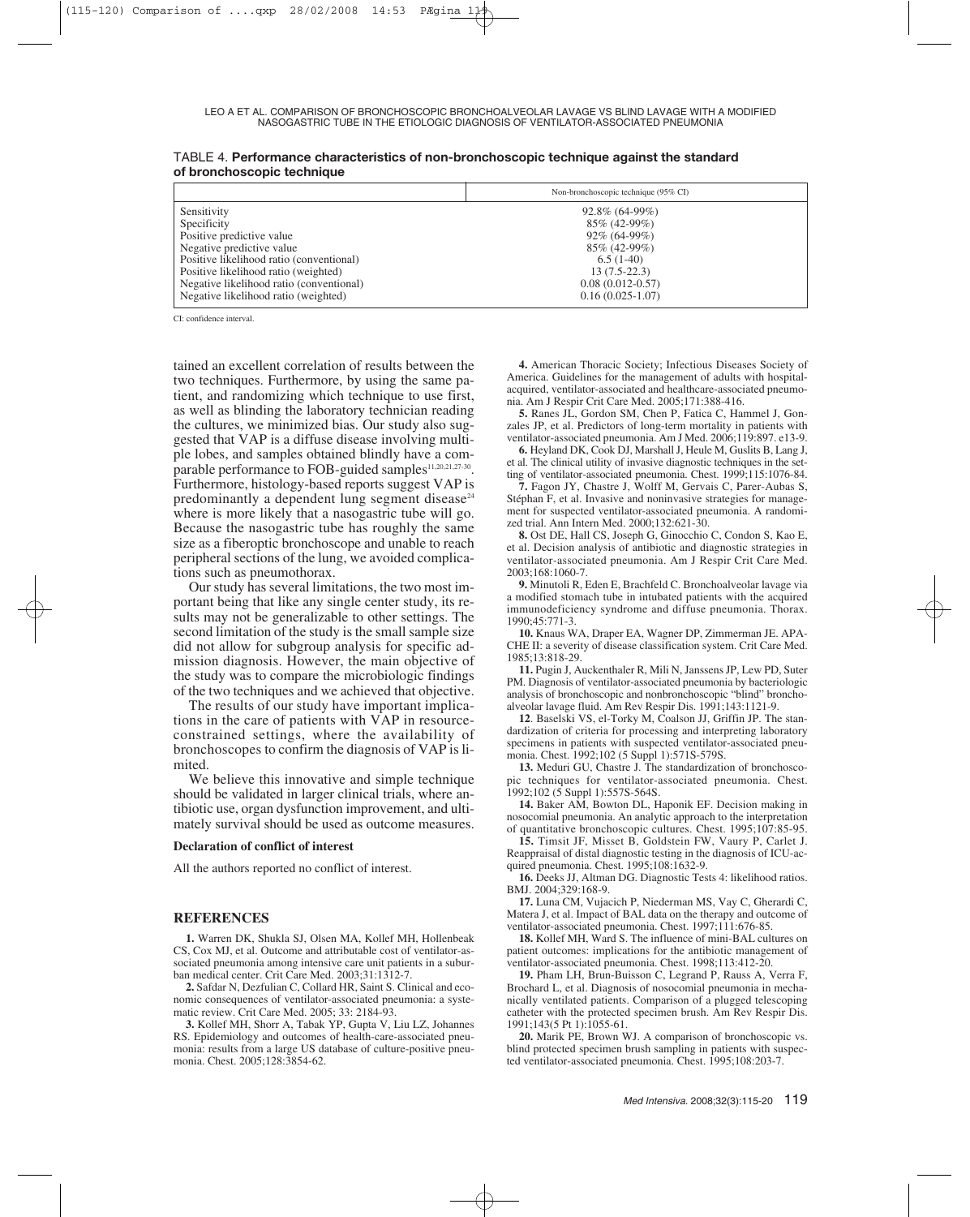TABLE 4. **Performance characteristics of non-bronchoscopic technique against the standard of bronchoscopic technique**

| | Non-bronchoscopic technique (95% CI) |
|---|---|
| Sensitivity | 92.8% (64-99%) |
| Specificity | 85% (42-99%) |
| Positive predictive value | 92% (64-99%) |
| Negative predictive value | 85% (42-99%) |
| Positive likelihood ratio (conventional) | 6.5 (1-40) |
| Positive likelihood ratio (weighted) | 13 (7.5-22.3) |
| Negative likelihood ratio (conventional) | 0.08 (0.012-0.57) |
| Negative likelihood ratio (weighted) | 0.16 (0.025-1.07) |

CI: confidence interval.

tained an excellent correlation of results between the two techniques. Furthermore, by using the same patient, and randomizing which technique to use first, as well as blinding the laboratory technician reading the cultures, we minimized bias. Our study also suggested that VAP is a diffuse disease involving multiple lobes, and samples obtained blindly have a comparable performance to FOB-guided samples[11,20,21,27-30]. Furthermore, histology-based reports suggest VAP is predominantly a dependent lung segment disease[24] where is more likely that a nasogastric tube will go. Because the nasogastric tube has roughly the same size as a fiberoptic bronchoscope and unable to reach peripheral sections of the lung, we avoided complications such as pneumothorax.

Our study has several limitations, the two most important being that like any single center study, its results may not be generalizable to other settings. The second limitation of the study is the small sample size did not allow for subgroup analysis for specific admission diagnosis. However, the main objective of the study was to compare the microbiologic findings of the two techniques and we achieved that objective.

The results of our study have important implications in the care of patients with VAP in resource-constrained settings, where the availability of bronchoscopes to confirm the diagnosis of VAP is limited.

We believe this innovative and simple technique should be validated in larger clinical trials, where antibiotic use, organ dysfunction improvement, and ultimately survival should be used as outcome measures.

#### Declaration of conflict of interest

All the authors reported no conflict of interest.

## REFERENCES

**1.** Warren DK, Shukla SJ, Olsen MA, Kollef MH, Hollenbeak CS, Cox MJ, et al. Outcome and attributable cost of ventilator-associated pneumonia among intensive care unit patients in a suburban medical center. Crit Care Med. 2003;31:1312-7.

**2.** Safdar N, Dezfulian C, Collard HR, Saint S. Clinical and economic consequences of ventilator-associated pneumonia: a systematic review. Crit Care Med. 2005; 33: 2184-93.

**3.** Kollef MH, Shorr A, Tabak YP, Gupta V, Liu LZ, Johannes RS. Epidemiology and outcomes of health-care-associated pneumonia: results from a large US database of culture-positive pneumonia. Chest. 2005;128:3854-62.

**4.** American Thoracic Society; Infectious Diseases Society of America. Guidelines for the management of adults with hospital-acquired, ventilator-associated and healthcare-associated pneumonia. Am J Respir Crit Care Med. 2005;171:388-416.

**5.** Ranes JL, Gordon SM, Chen P, Fatica C, Hammel J, Gonzales JP, et al. Predictors of long-term mortality in patients with ventilator-associated pneumonia. Am J Med. 2006;119:897. e13-9.

**6.** Heyland DK, Cook DJ, Marshall J, Heule M, Guslits B, Lang J, et al. The clinical utility of invasive diagnostic techniques in the setting of ventilator-associated pneumonia. Chest. 1999;115:1076-84.

**7.** Fagon JY, Chastre J, Wolff M, Gervais C, Parer-Aubas S, Stéphan F, et al. Invasive and noninvasive strategies for management for suspected ventilator-associated pneumonia. A randomized trial. Ann Intern Med. 2000;132:621-30.

**8.** Ost DE, Hall CS, Joseph G, Ginocchio C, Condon S, Kao E, et al. Decision analysis of antibiotic and diagnostic strategies in ventilator-associated pneumonia. Am J Respir Crit Care Med. 2003;168:1060-7.

**9.** Minutoli R, Eden E, Brachfeld C. Bronchoalveolar lavage via a modified stomach tube in intubated patients with the acquired immunodeficiency syndrome and diffuse pneumonia. Thorax. 1990;45:771-3.

**10.** Knaus WA, Draper EA, Wagner DP, Zimmerman JE. APACHE II: a severity of disease classification system. Crit Care Med. 1985;13:818-29.

**11.** Pugin J, Auckenthaler R, Mili N, Janssens JP, Lew PD, Suter PM. Diagnosis of ventilator-associated pneumonia by bacteriologic analysis of bronchoscopic and nonbronchoscopic "blind" bronchoalveolar lavage fluid. Am Rev Respir Dis. 1991;143:1121-9.

**12**. Baselski VS, el-Torky M, Coalson JJ, Griffin JP. The standardization of criteria for processing and interpreting laboratory specimens in patients with suspected ventilator-associated pneumonia. Chest. 1992;102 (5 Suppl 1):571S-579S.

**13.** Meduri GU, Chastre J. The standardization of bronchoscopic techniques for ventilator-associated pneumonia. Chest. 1992;102 (5 Suppl 1):557S-564S.

**14.** Baker AM, Bowton DL, Haponik EF. Decision making in nosocomial pneumonia. An analytic approach to the interpretation of quantitative bronchoscopic cultures. Chest. 1995;107:85-95.

**15.** Timsit JF, Misset B, Goldstein FW, Vaury P, Carlet J. Reappraisal of distal diagnostic testing in the diagnosis of ICU-acquired pneumonia. Chest. 1995;108:1632-9.

**16.** Deeks JJ, Altman DG. Diagnostic Tests 4: likelihood ratios. BMJ. 2004;329:168-9.

**17.** Luna CM, Vujacich P, Niederman MS, Vay C, Gherardi C, Matera J, et al. Impact of BAL data on the therapy and outcome of ventilator-associated pneumonia. Chest. 1997;111:676-85.

**18.** Kollef MH, Ward S. The influence of mini-BAL cultures on patient outcomes: implications for the antibiotic management of ventilator-associated pneumonia. Chest. 1998;113:412-20.

**19.** Pham LH, Brun-Buisson C, Legrand P, Rauss A, Verra F, Brochard L, et al. Diagnosis of nosocomial pneumonia in mechanically ventilated patients. Comparison of a plugged telescoping catheter with the protected specimen brush. Am Rev Respir Dis. 1991;143(5 Pt 1):1055-61.

**20.** Marik PE, Brown WJ. A comparison of bronchoscopic vs. blind protected specimen brush sampling in patients with suspected ventilator-associated pneumonia. Chest. 1995;108:203-7.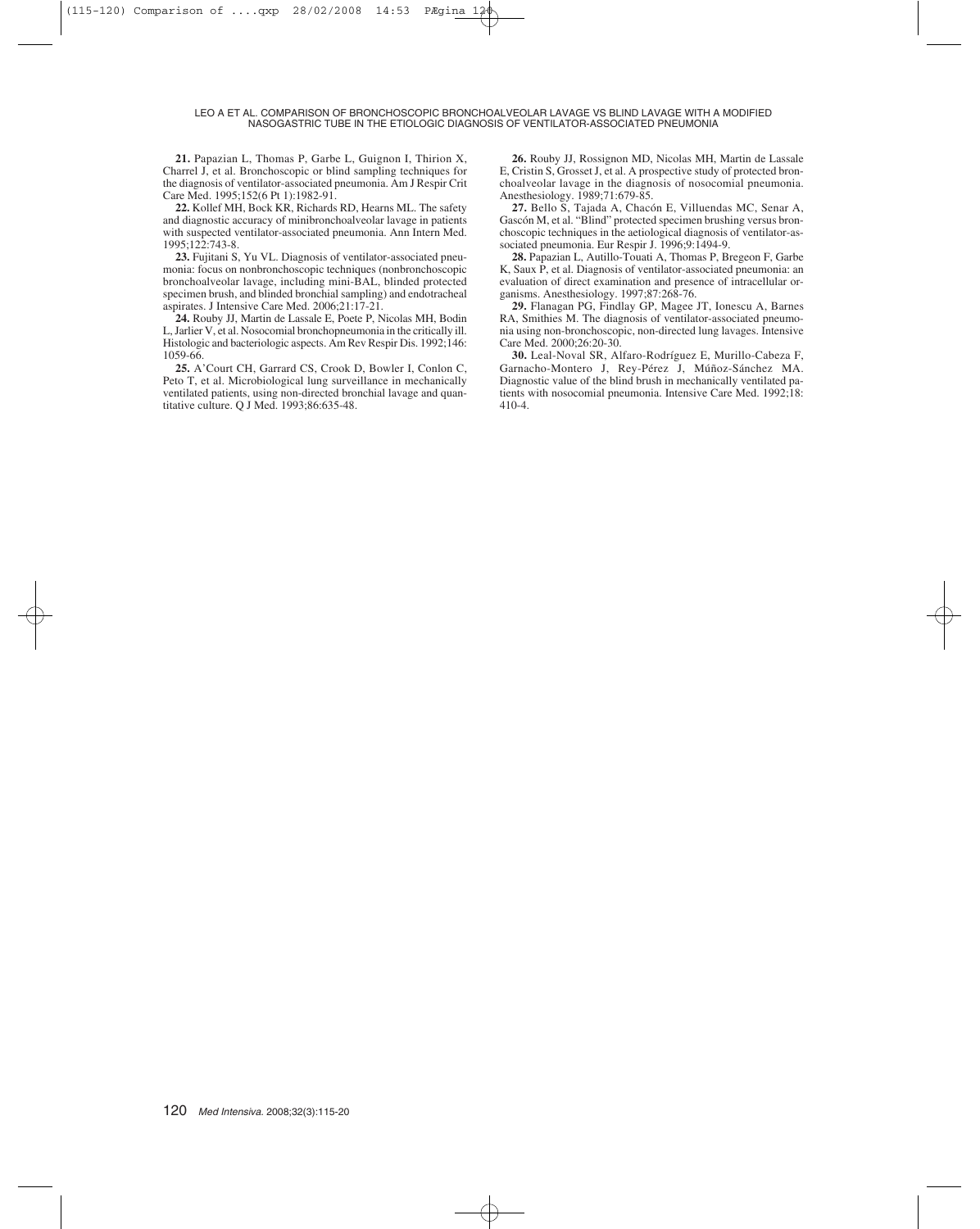**21.** Papazian L, Thomas P, Garbe L, Guignon I, Thirion X, Charrel J, et al. Bronchoscopic or blind sampling techniques for the diagnosis of ventilator-associated pneumonia. Am J Respir Crit Care Med. 1995;152(6 Pt 1):1982-91.

**22.** Kollef MH, Bock KR, Richards RD, Hearns ML. The safety and diagnostic accuracy of minibronchoalveolar lavage in patients with suspected ventilator-associated pneumonia. Ann Intern Med. 1995;122:743-8.

**23.** Fujitani S, Yu VL. Diagnosis of ventilator-associated pneumonia: focus on nonbronchoscopic techniques (nonbronchoscopic bronchoalveolar lavage, including mini-BAL, blinded protected specimen brush, and blinded bronchial sampling) and endotracheal aspirates. J Intensive Care Med. 2006;21:17-21.

**24.** Rouby JJ, Martin de Lassale E, Poete P, Nicolas MH, Bodin L, Jarlier V, et al. Nosocomial bronchopneumonia in the critically ill. Histologic and bacteriologic aspects. Am Rev Respir Dis. 1992;146: 1059-66.

**25.** A'Court CH, Garrard CS, Crook D, Bowler I, Conlon C, Peto T, et al. Microbiological lung surveillance in mechanically ventilated patients, using non-directed bronchial lavage and quantitative culture. Q J Med. 1993;86:635-48.

**26.** Rouby JJ, Rossignon MD, Nicolas MH, Martin de Lassale E, Cristin S, Grosset J, et al. A prospective study of protected bronchoalveolar lavage in the diagnosis of nosocomial pneumonia. Anesthesiology. 1989;71:679-85.

**27.** Bello S, Tajada A, Chacón E, Villuendas MC, Senar A, Gascón M, et al. "Blind" protected specimen brushing versus bronchoscopic techniques in the aetiological diagnosis of ventilator-associated pneumonia. Eur Respir J. 1996;9:1494-9.

**28.** Papazian L, Autillo-Touati A, Thomas P, Bregeon F, Garbe K, Saux P, et al. Diagnosis of ventilator-associated pneumonia: an evaluation of direct examination and presence of intracellular organisms. Anesthesiology. 1997;87:268-76.

**29.** Flanagan PG, Findlay GP, Magee JT, Ionescu A, Barnes RA, Smithies M. The diagnosis of ventilator-associated pneumonia using non-bronchoscopic, non-directed lung lavages. Intensive Care Med. 2000;26:20-30.

**30.** Leal-Noval SR, Alfaro-Rodríguez E, Murillo-Cabeza F, Garnacho-Montero J, Rey-Pérez J, Múñoz-Sánchez MA. Diagnostic value of the blind brush in mechanically ventilated patients with nosocomial pneumonia. Intensive Care Med. 1992;18: 410-4.